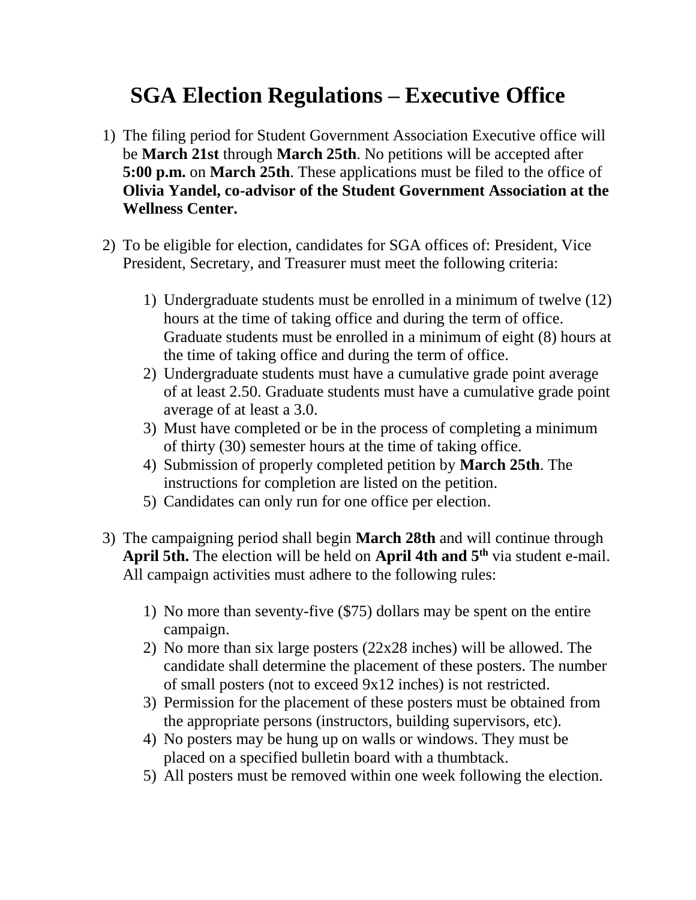# SGA Election Regulations – Executive Office

1) The filing period for Student Government Association Executive office will be **March 21st** through **March 25th**. No petitions will be accepted after **5:00 p.m.** on **March 25th**. These applications must be filed to the office of **Olivia Yandel, co-advisor of the Student Government Association at the Wellness Center.**

2) To be eligible for election, candidates for SGA offices of: President, Vice President, Secretary, and Treasurer must meet the following criteria:

    1) Undergraduate students must be enrolled in a minimum of twelve (12) hours at the time of taking office and during the term of office. Graduate students must be enrolled in a minimum of eight (8) hours at the time of taking office and during the term of office.
    2) Undergraduate students must have a cumulative grade point average of at least 2.50. Graduate students must have a cumulative grade point average of at least a 3.0.
    3) Must have completed or be in the process of completing a minimum of thirty (30) semester hours at the time of taking office.
    4) Submission of properly completed petition by **March 25th**. The instructions for completion are listed on the petition.
    5) Candidates can only run for one office per election.

3) The campaigning period shall begin **March 28th** and will continue through **April 5th.** The election will be held on **April 4th and 5th** via student e-mail. All campaign activities must adhere to the following rules:

    1) No more than seventy-five ($75) dollars may be spent on the entire campaign.
    2) No more than six large posters (22x28 inches) will be allowed. The candidate shall determine the placement of these posters. The number of small posters (not to exceed 9x12 inches) is not restricted.
    3) Permission for the placement of these posters must be obtained from the appropriate persons (instructors, building supervisors, etc).
    4) No posters may be hung up on walls or windows. They must be placed on a specified bulletin board with a thumbtack.
    5) All posters must be removed within one week following the election.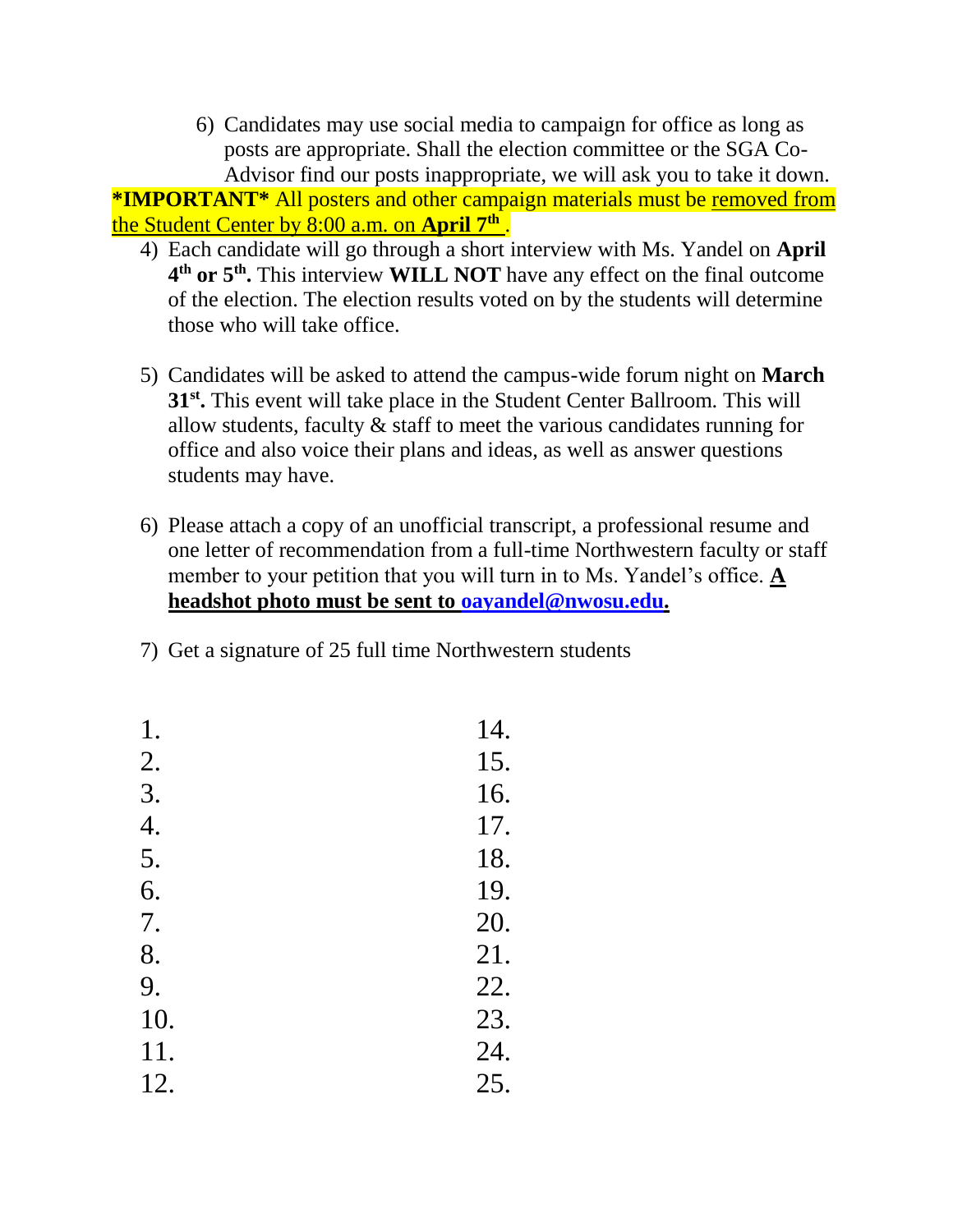6) Candidates may use social media to campaign for office as long as posts are appropriate. Shall the election committee or the SGA Co-Advisor find our posts inappropriate, we will ask you to take it down.

**\*IMPORTANT\*** All posters and other campaign materials must be removed from the Student Center by 8:00 a.m. on **April 7th** .

4) Each candidate will go through a short interview with Ms. Yandel on **April 4th or 5th.** This interview **WILL NOT** have any effect on the final outcome of the election. The election results voted on by the students will determine those who will take office.

5) Candidates will be asked to attend the campus-wide forum night on **March 31st.** This event will take place in the Student Center Ballroom. This will allow students, faculty & staff to meet the various candidates running for office and also voice their plans and ideas, as well as answer questions students may have.

6) Please attach a copy of an unofficial transcript, a professional resume and one letter of recommendation from a full-time Northwestern faculty or staff member to your petition that you will turn in to Ms. Yandel's office. **A headshot photo must be sent to oayandel@nwosu.edu.**

7) Get a signature of 25 full time Northwestern students

| | |
|---|---|
| 1. | 14. |
| 2. | 15. |
| 3. | 16. |
| 4. | 17. |
| 5. | 18. |
| 6. | 19. |
| 7. | 20. |
| 8. | 21. |
| 9. | 22. |
| 10. | 23. |
| 11. | 24. |
| 12. | 25. |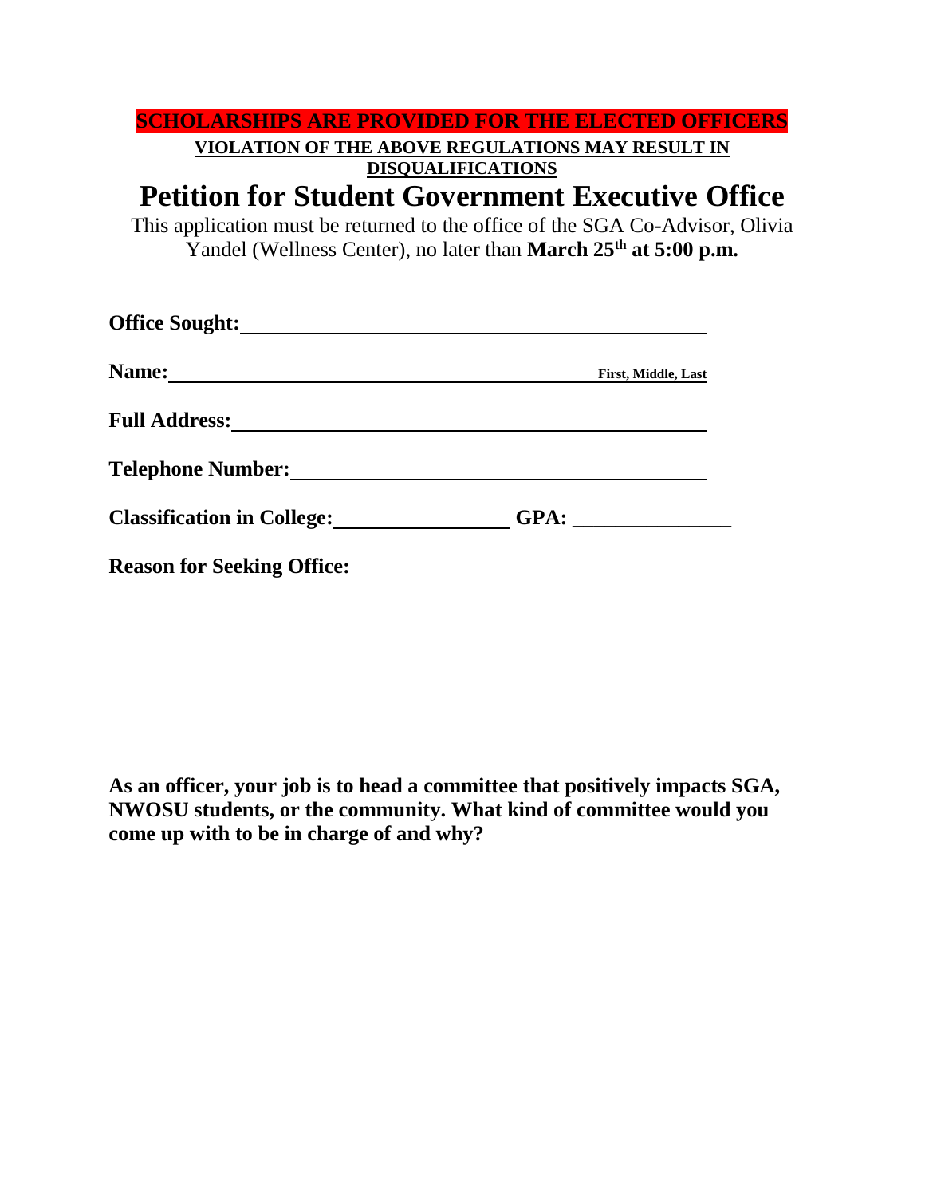**SCHOLARSHIPS ARE PROVIDED FOR THE ELECTED OFFICERS**

**VIOLATION OF THE ABOVE REGULATIONS MAY RESULT IN DISQUALIFICATIONS**

# Petition for Student Government Executive Office

This application must be returned to the office of the SGA Co-Advisor, Olivia Yandel (Wellness Center), no later than **March 25th at 5:00 p.m.**

**Office Sought:** ______________________________________

**Name:** ______________________________________ First, Middle, Last

**Full Address:** ______________________________________

**Telephone Number:** ______________________________________

**Classification in College:** ________________ **GPA:** ______________

**Reason for Seeking Office:**

**As an officer, your job is to head a committee that positively impacts SGA, NWOSU students, or the community. What kind of committee would you come up with to be in charge of and why?**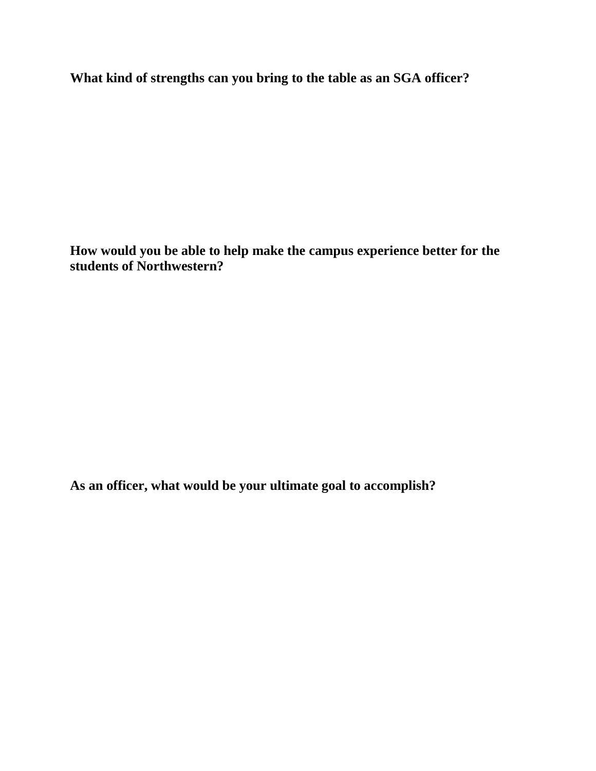**What kind of strengths can you bring to the table as an SGA officer?**

**How would you be able to help make the campus experience better for the students of Northwestern?**

**As an officer, what would be your ultimate goal to accomplish?**